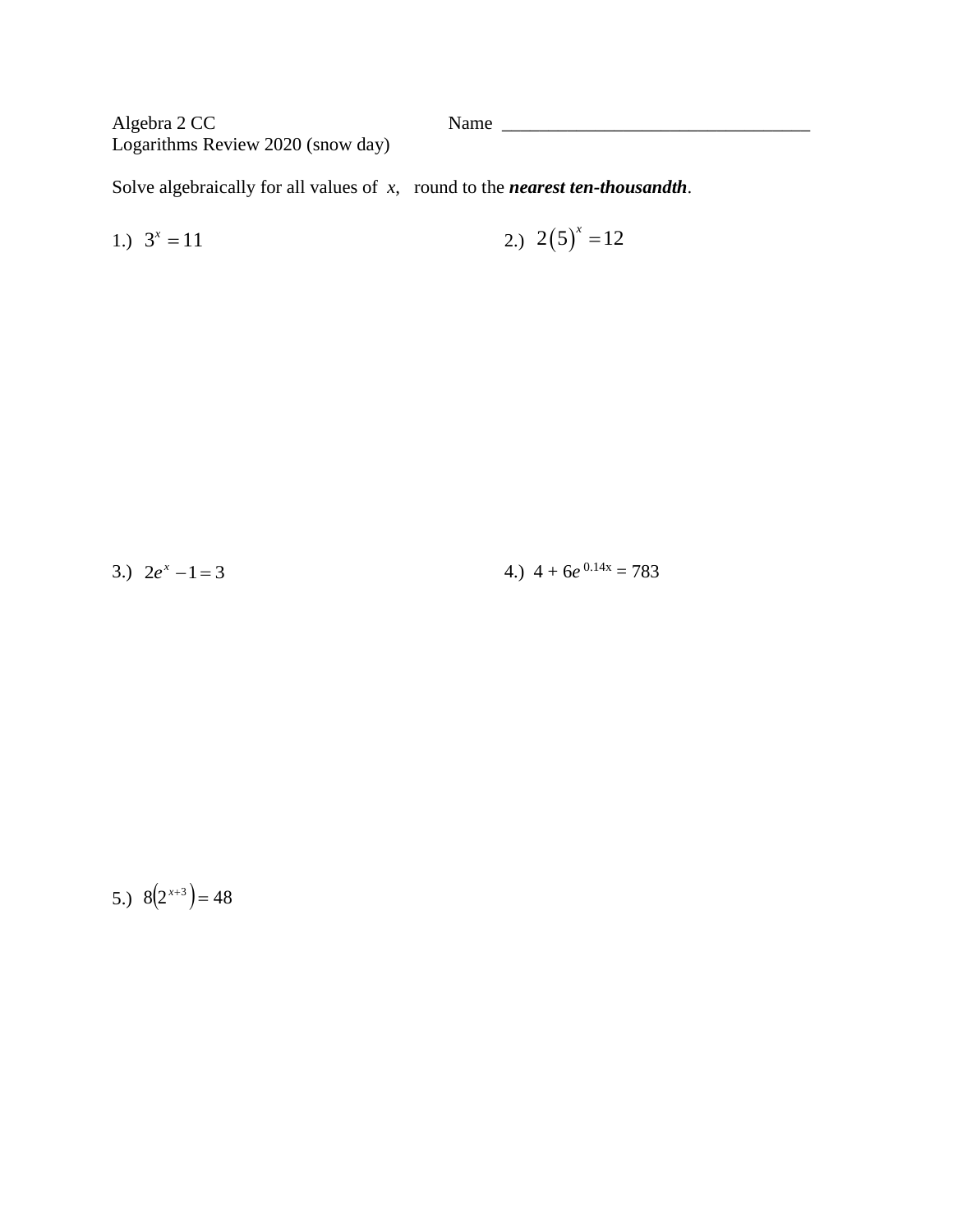Algebra 2 CC Name ________________________________

Logarithms Review 2020 (snow day)

Solve algebraically for all values of $x$, round to the ***nearest ten-thousandth***.

1.) $3^x = 11$

2.) $2(5)^x = 12$

3.) $2e^x - 1 = 3$

4.) $4 + 6e^{0.14x} = 783$

5.) $8(2^{x+3}) = 48$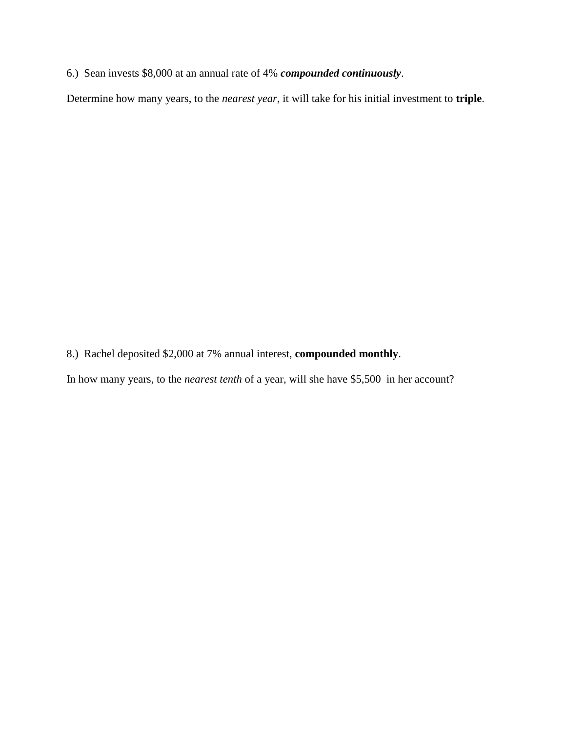6.)  Sean invests $8,000 at an annual rate of 4% ***compounded continuously***.

Determine how many years, to the *nearest year*, it will take for his initial investment to **triple**.

8.)  Rachel deposited $2,000 at 7% annual interest, **compounded monthly**.

In how many years, to the *nearest tenth* of a year, will she have $5,500 in her account?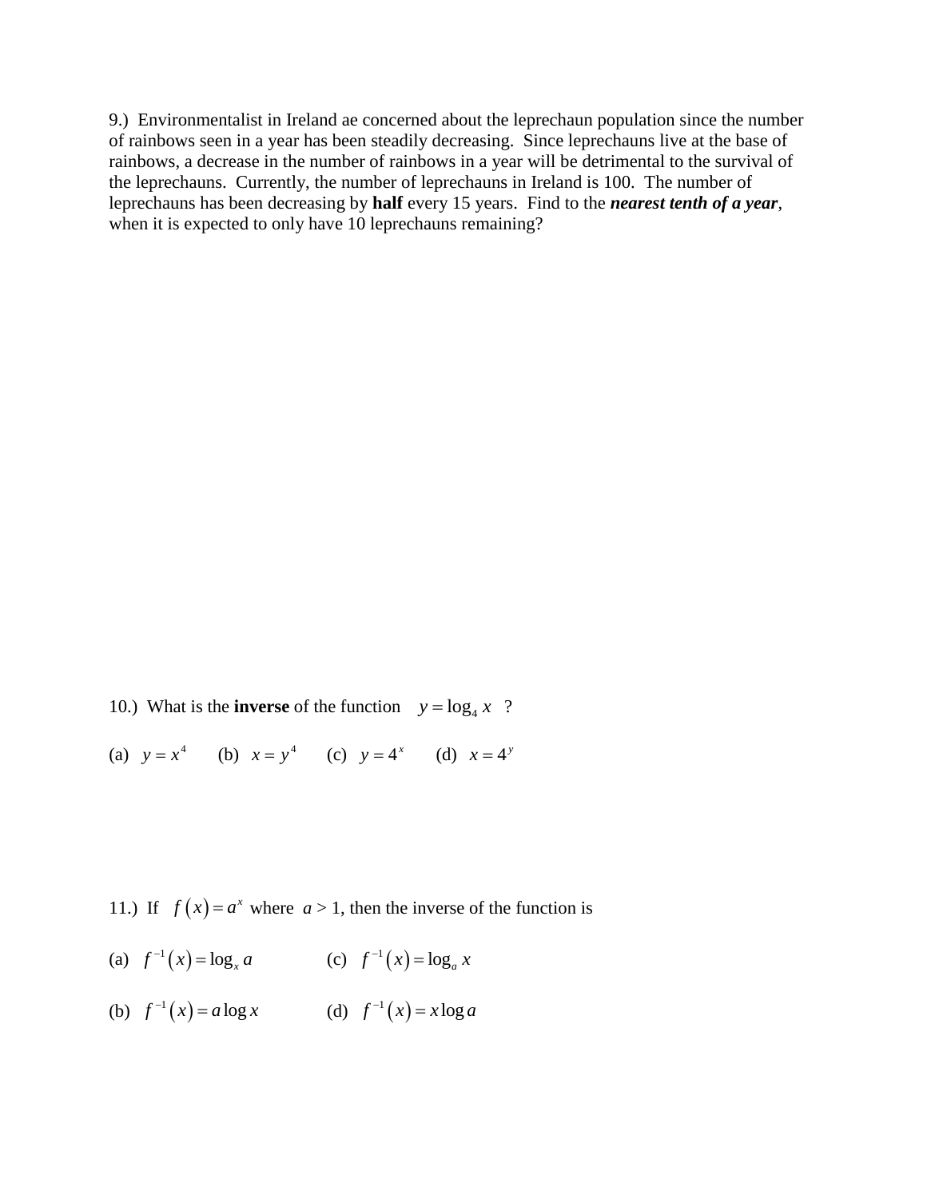9.) Environmentalist in Ireland ae concerned about the leprechaun population since the number of rainbows seen in a year has been steadily decreasing. Since leprechauns live at the base of rainbows, a decrease in the number of rainbows in a year will be detrimental to the survival of the leprechauns. Currently, the number of leprechauns in Ireland is 100. The number of leprechauns has been decreasing by **half** every 15 years. Find to the ***nearest tenth of a year***, when it is expected to only have 10 leprechauns remaining?

10.) What is the **inverse** of the function $y = \log_4 x$ ?

(a) $y = x^4$ (b) $x = y^4$ (c) $y = 4^x$ (d) $x = 4^y$

11.) If $f(x) = a^x$ where $a > 1$, then the inverse of the function is

(a) $f^{-1}(x) = \log_x a$

(b) $f^{-1}(x) = a \log x$

(c) $f^{-1}(x) = \log_a x$

(d) $f^{-1}(x) = x \log a$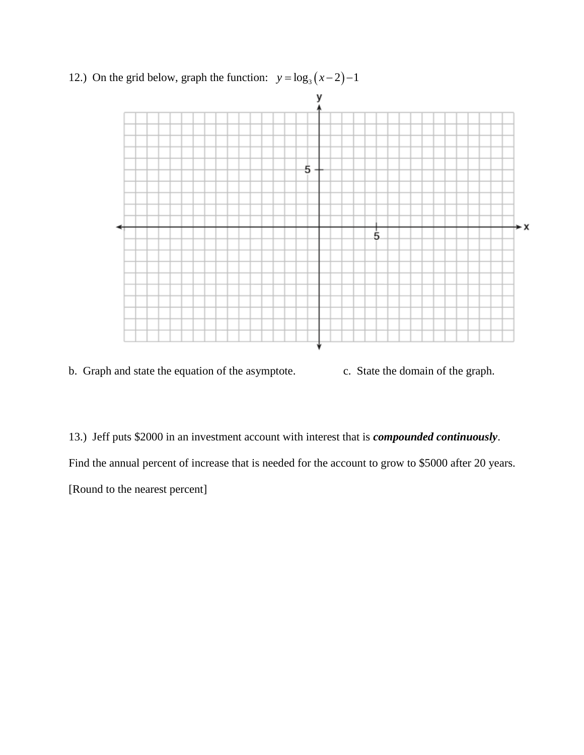12.) On the grid below, graph the function: $y = \log_3(x-2) - 1$

b. Graph and state the equation of the asymptote.

c. State the domain of the graph.

13.) Jeff puts $2000 in an investment account with interest that is ***compounded continuously***.

Find the annual percent of increase that is needed for the account to grow to $5000 after 20 years.

[Round to the nearest percent]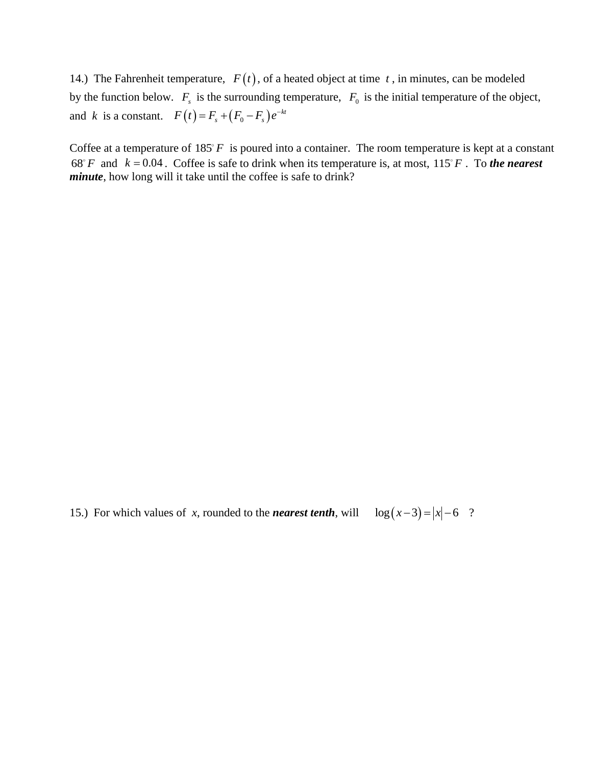14.) The Fahrenheit temperature, $F(t)$, of a heated object at time $t$, in minutes, can be modeled by the function below. $F_s$ is the surrounding temperature, $F_0$ is the initial temperature of the object, and $k$ is a constant. $F(t) = F_s + (F_0 - F_s)e^{-kt}$

Coffee at a temperature of $185^\circ F$ is poured into a container. The room temperature is kept at a constant $68^\circ F$ and $k = 0.04$. Coffee is safe to drink when its temperature is, at most, $115^\circ F$. To ***the nearest minute***, how long will it take until the coffee is safe to drink?

15.) For which values of $x$, rounded to the ***nearest tenth***, will $\log(x-3) = |x| - 6$ ?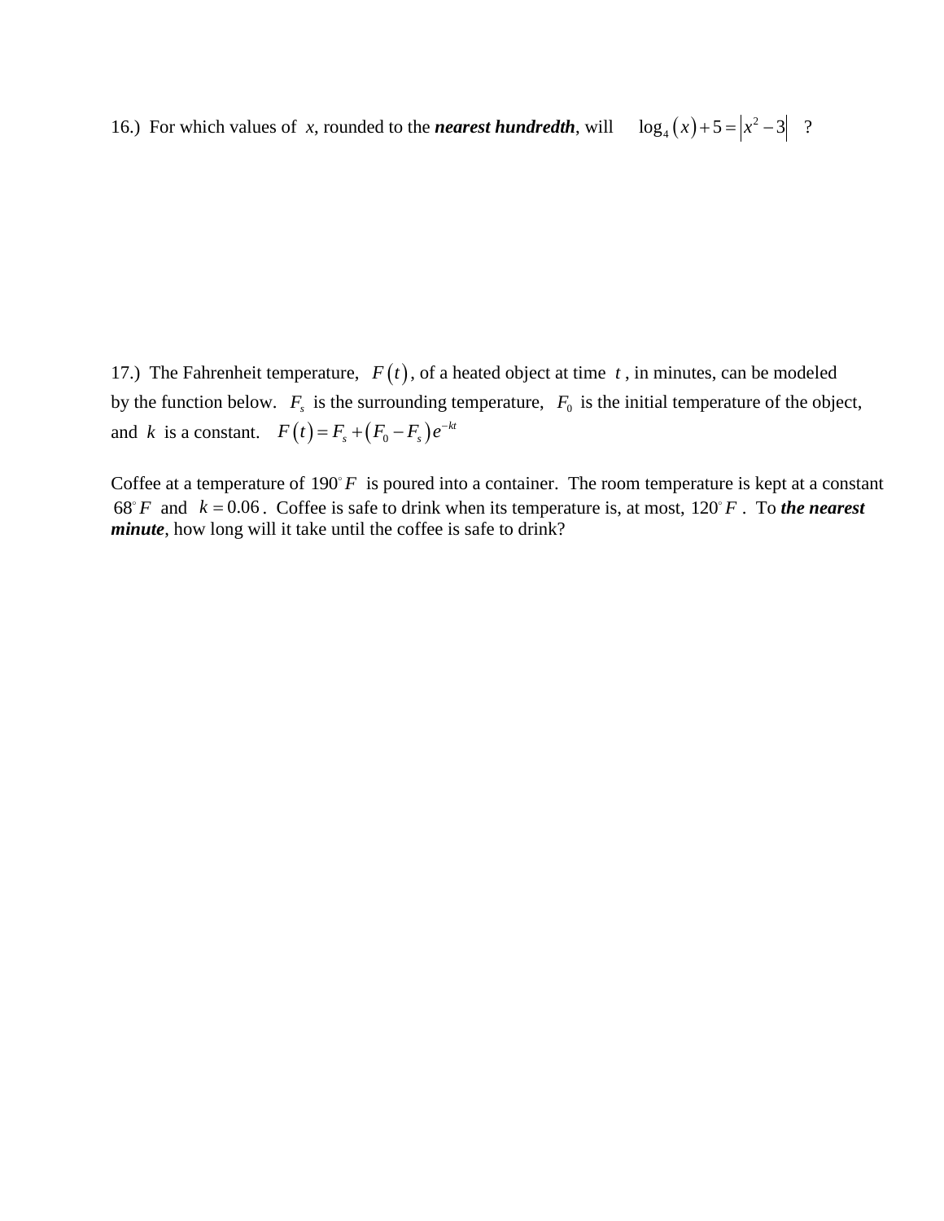16.) For which values of $x$, rounded to the ***nearest hundredth***, will $\log_4(x)+5=\left|x^2-3\right|$ ?

17.) The Fahrenheit temperature, $F(t)$, of a heated object at time $t$, in minutes, can be modeled by the function below. $F_s$ is the surrounding temperature, $F_0$ is the initial temperature of the object, and $k$ is a constant. $F(t)=F_s+(F_0-F_s)e^{-kt}$

Coffee at a temperature of $190^\circ F$ is poured into a container. The room temperature is kept at a constant $68^\circ F$ and $k=0.06$. Coffee is safe to drink when its temperature is, at most, $120^\circ F$. To ***the nearest minute***, how long will it take until the coffee is safe to drink?